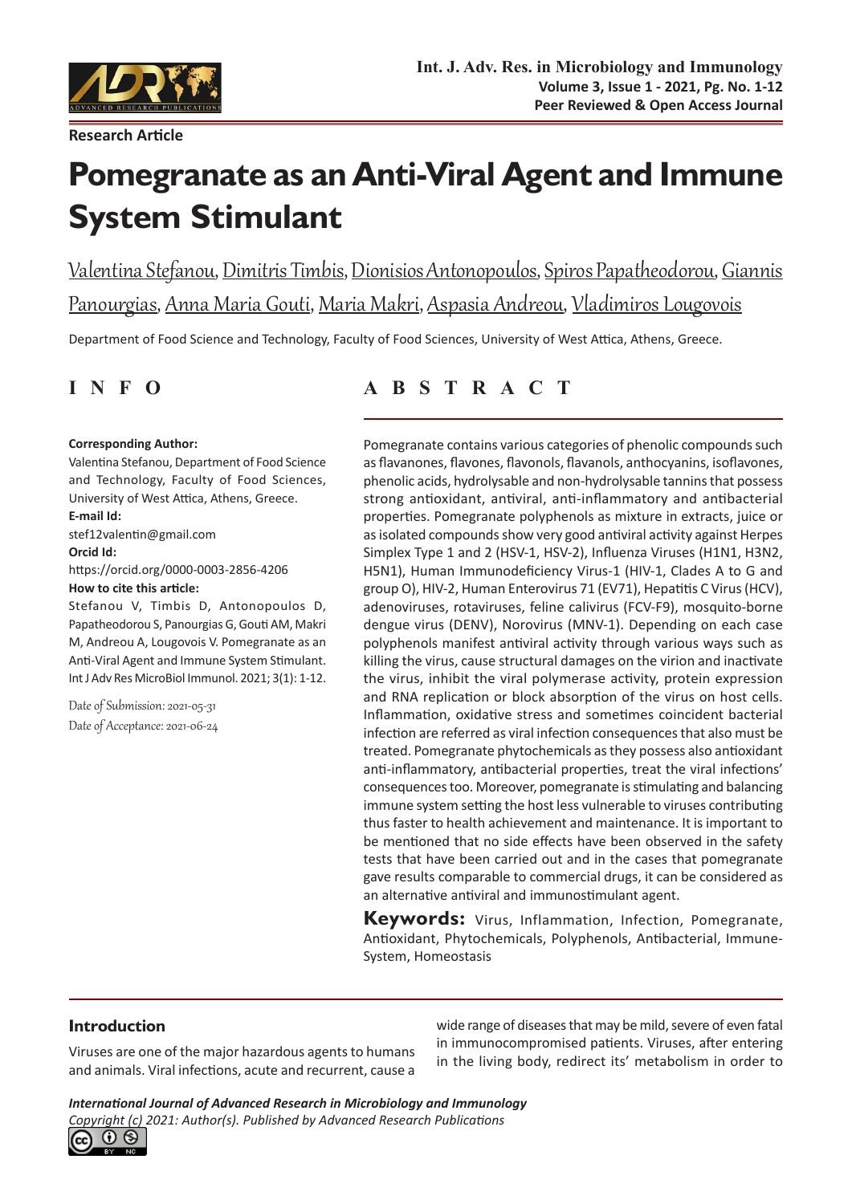Research Article

# Pomegranate as an Anti-Viral Agent and Immune System Stimulant

Valentina Stefanou, Dimitris Timbis, Dionisios Antonopoulos, Spiros Papatheodorou, Giannis Panourgias, Anna Maria Gouti, Maria Makri, Aspasia Andreou, Vladimiros Lougovois

Department of Food Science and Technology, Faculty of Food Sciences, University of West Attica, Athens, Greece.

## INFO

**Corresponding Author:**
Valentina Stefanou, Department of Food Science and Technology, Faculty of Food Sciences, University of West Attica, Athens, Greece.

**E-mail Id:**
stef12valentin@gmail.com

**Orcid Id:**
https://orcid.org/0000-0003-2856-4206

**How to cite this article:**
Stefanou V, Timbis D, Antonopoulos D, Papatheodorou S, Panourgias G, Gouti AM, Makri M, Andreou A, Lougovois V. Pomegranate as an Anti-Viral Agent and Immune System Stimulant. Int J Adv Res MicroBiol Immunol. 2021; 3(1): 1-12.

*Date of Submission: 2021-05-31*
*Date of Acceptance: 2021-06-24*

## ABSTRACT

Pomegranate contains various categories of phenolic compounds such as flavanones, flavones, flavonols, flavanols, anthocyanins, isoflavones, phenolic acids, hydrolysable and non-hydrolysable tannins that possess strong antioxidant, antiviral, anti-inflammatory and antibacterial properties. Pomegranate polyphenols as mixture in extracts, juice or as isolated compounds show very good antiviral activity against Herpes Simplex Type 1 and 2 (HSV-1, HSV-2), Influenza Viruses (H1N1, H3N2, H5N1), Human Immunodeficiency Virus-1 (HIV-1, Clades A to G and group O), HIV-2, Human Enterovirus 71 (EV71), Hepatitis C Virus (HCV), adenoviruses, rotaviruses, feline calivirus (FCV-F9), mosquito-borne dengue virus (DENV), Norovirus (MNV-1). Depending on each case polyphenols manifest antiviral activity through various ways such as killing the virus, cause structural damages on the virion and inactivate the virus, inhibit the viral polymerase activity, protein expression and RNA replication or block absorption of the virus on host cells. Inflammation, oxidative stress and sometimes coincident bacterial infection are referred as viral infection consequences that also must be treated. Pomegranate phytochemicals as they possess also antioxidant anti-inflammatory, antibacterial properties, treat the viral infections' consequences too. Moreover, pomegranate is stimulating and balancing immune system setting the host less vulnerable to viruses contributing thus faster to health achievement and maintenance. It is important to be mentioned that no side effects have been observed in the safety tests that have been carried out and in the cases that pomegranate gave results comparable to commercial drugs, it can be considered as an alternative antiviral and immunostimulant agent.

**Keywords:** Virus, Inflammation, Infection, Pomegranate, Antioxidant, Phytochemicals, Polyphenols, Antibacterial, Immune-System, Homeostasis

## Introduction

Viruses are one of the major hazardous agents to humans and animals. Viral infections, acute and recurrent, cause a wide range of diseases that may be mild, severe of even fatal in immunocompromised patients. Viruses, after entering in the living body, redirect its' metabolism in order to

*International Journal of Advanced Research in Microbiology and Immunology*
*Copyright (c) 2021: Author(s). Published by Advanced Research Publications*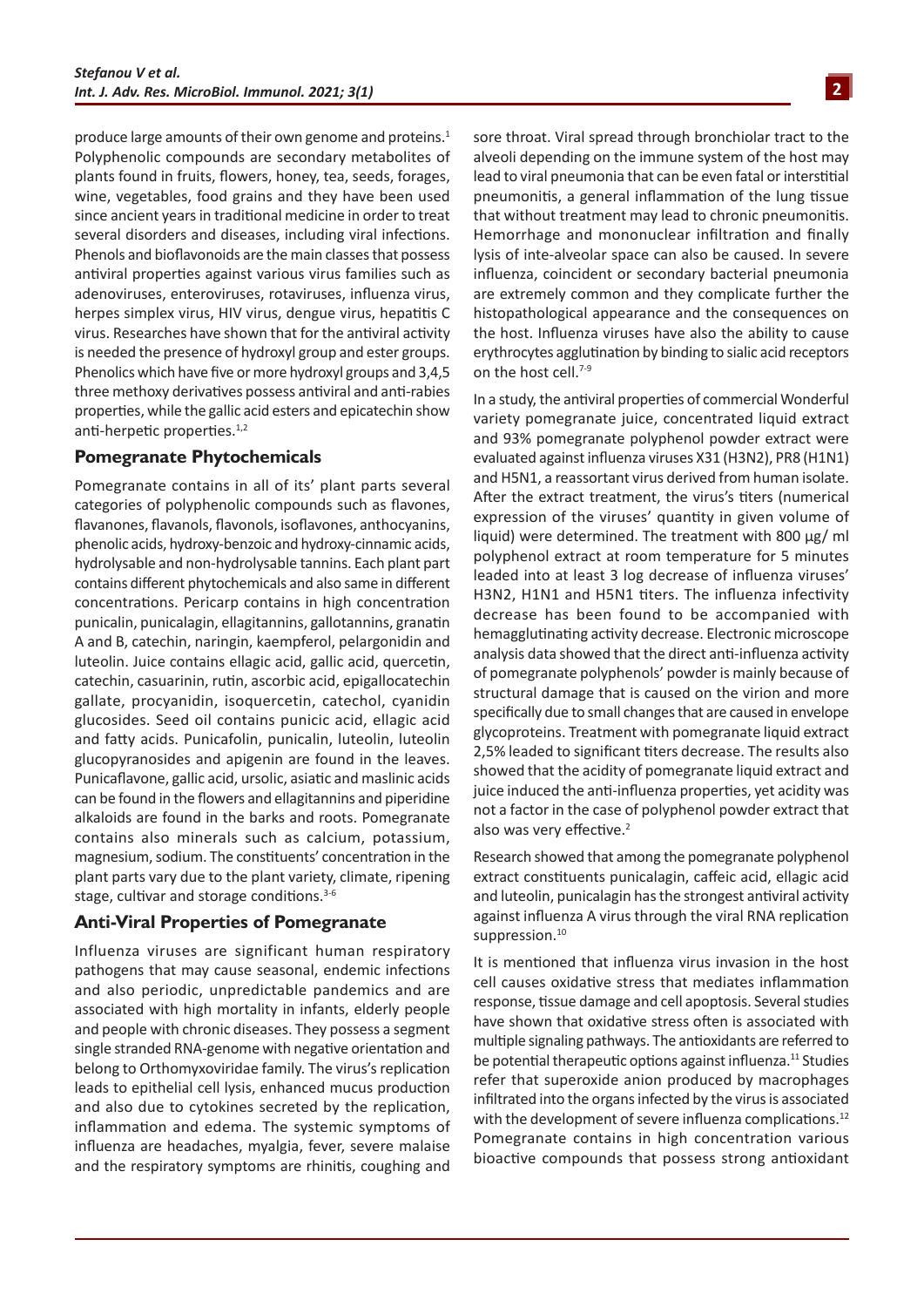produce large amounts of their own genome and proteins.[1] Polyphenolic compounds are secondary metabolites of plants found in fruits, flowers, honey, tea, seeds, forages, wine, vegetables, food grains and they have been used since ancient years in traditional medicine in order to treat several disorders and diseases, including viral infections. Phenols and bioflavonoids are the main classes that possess antiviral properties against various virus families such as adenoviruses, enteroviruses, rotaviruses, influenza virus, herpes simplex virus, HIV virus, dengue virus, hepatitis C virus. Researches have shown that for the antiviral activity is needed the presence of hydroxyl group and ester groups. Phenolics which have five or more hydroxyl groups and 3,4,5 three methoxy derivatives possess antiviral and anti-rabies properties, while the gallic acid esters and epicatechin show anti-herpetic properties.[1,2]

## Pomegranate Phytochemicals

Pomegranate contains in all of its' plant parts several categories of polyphenolic compounds such as flavones, flavanones, flavanols, flavonols, isoflavones, anthocyanins, phenolic acids, hydroxy-benzoic and hydroxy-cinnamic acids, hydrolysable and non-hydrolysable tannins. Each plant part contains different phytochemicals and also same in different concentrations. Pericarp contains in high concentration punicalin, punicalagin, ellagitannins, gallotannins, granatin A and B, catechin, naringin, kaempferol, pelargonidin and luteolin. Juice contains ellagic acid, gallic acid, quercetin, catechin, casuarinin, rutin, ascorbic acid, epigallocatechin gallate, procyanidin, isoquercetin, catechol, cyanidin glucosides. Seed oil contains punicic acid, ellagic acid and fatty acids. Punicafolin, punicalin, luteolin, luteolin glucopyranosides and apigenin are found in the leaves. Punicaflavone, gallic acid, ursolic, asiatic and maslinic acids can be found in the flowers and ellagitannins and piperidine alkaloids are found in the barks and roots. Pomegranate contains also minerals such as calcium, potassium, magnesium, sodium. The constituents' concentration in the plant parts vary due to the plant variety, climate, ripening stage, cultivar and storage conditions.[3-6]

## Anti-Viral Properties of Pomegranate

Influenza viruses are significant human respiratory pathogens that may cause seasonal, endemic infections and also periodic, unpredictable pandemics and are associated with high mortality in infants, elderly people and people with chronic diseases. They possess a segment single stranded RNA-genome with negative orientation and belong to Orthomyxoviridae family. The virus's replication leads to epithelial cell lysis, enhanced mucus production and also due to cytokines secreted by the replication, inflammation and edema. The systemic symptoms of influenza are headaches, myalgia, fever, severe malaise and the respiratory symptoms are rhinitis, coughing and sore throat. Viral spread through bronchiolar tract to the alveoli depending on the immune system of the host may lead to viral pneumonia that can be even fatal or interstitial pneumonitis, a general inflammation of the lung tissue that without treatment may lead to chronic pneumonitis. Hemorrhage and mononuclear infiltration and finally lysis of inte-alveolar space can also be caused. In severe influenza, coincident or secondary bacterial pneumonia are extremely common and they complicate further the histopathological appearance and the consequences on the host. Influenza viruses have also the ability to cause erythrocytes agglutination by binding to sialic acid receptors on the host cell.[7-9]

In a study, the antiviral properties of commercial Wonderful variety pomegranate juice, concentrated liquid extract and 93% pomegranate polyphenol powder extract were evaluated against influenza viruses X31 (H3N2), PR8 (H1N1) and H5N1, a reassortant virus derived from human isolate. After the extract treatment, the virus's titers (numerical expression of the viruses' quantity in given volume of liquid) were determined. The treatment with 800 μg/ ml polyphenol extract at room temperature for 5 minutes leaded into at least 3 log decrease of influenza viruses' H3N2, H1N1 and H5N1 titers. The influenza infectivity decrease has been found to be accompanied with hemagglutinating activity decrease. Electronic microscope analysis data showed that the direct anti-influenza activity of pomegranate polyphenols' powder is mainly because of structural damage that is caused on the virion and more specifically due to small changes that are caused in envelope glycoproteins. Treatment with pomegranate liquid extract 2,5% leaded to significant titers decrease. The results also showed that the acidity of pomegranate liquid extract and juice induced the anti-influenza properties, yet acidity was not a factor in the case of polyphenol powder extract that also was very effective.[2]

Research showed that among the pomegranate polyphenol extract constituents punicalagin, caffeic acid, ellagic acid and luteolin, punicalagin has the strongest antiviral activity against influenza A virus through the viral RNA replication suppression.[10]

It is mentioned that influenza virus invasion in the host cell causes oxidative stress that mediates inflammation response, tissue damage and cell apoptosis. Several studies have shown that oxidative stress often is associated with multiple signaling pathways. The antioxidants are referred to be potential therapeutic options against influenza.[11] Studies refer that superoxide anion produced by macrophages infiltrated into the organs infected by the virus is associated with the development of severe influenza complications.[12] Pomegranate contains in high concentration various bioactive compounds that possess strong antioxidant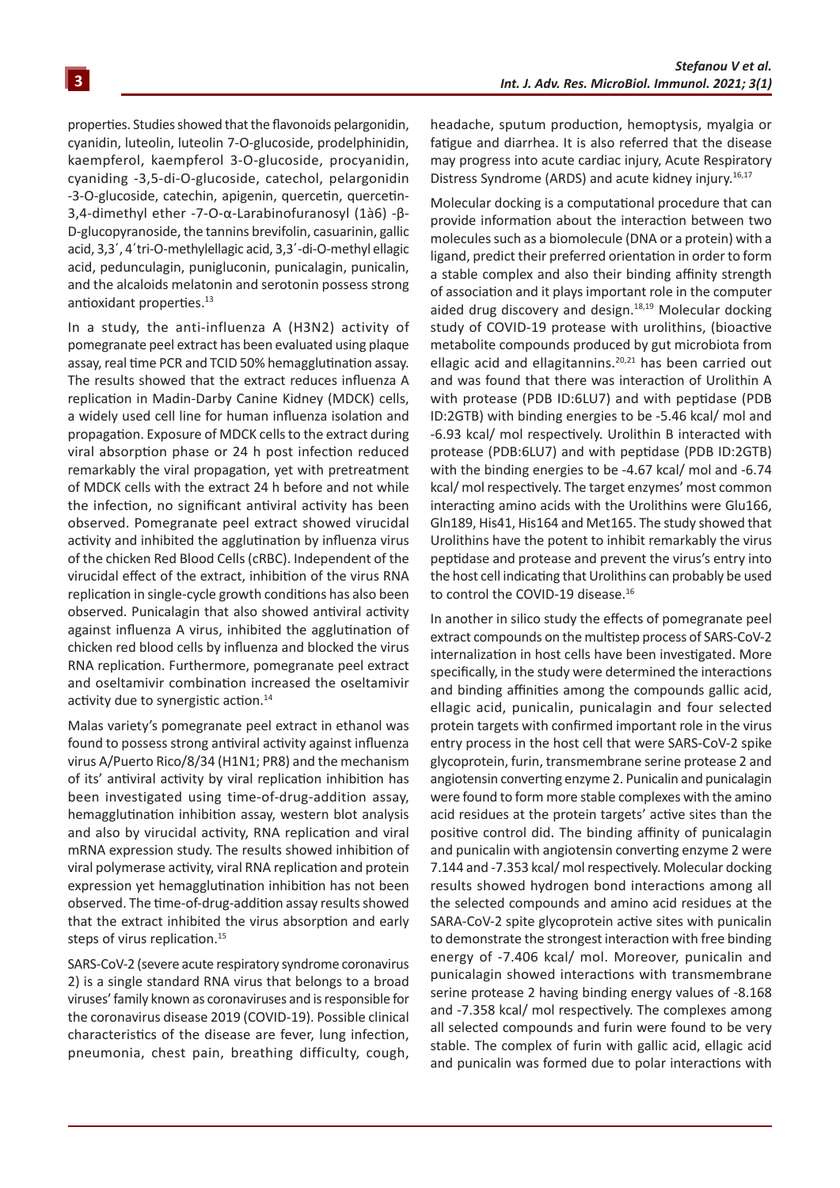properties. Studies showed that the flavonoids pelargonidin, cyanidin, luteolin, luteolin 7-O-glucoside, prodelphinidin, kaempferol, kaempferol 3-O-glucoside, procyanidin, cyaniding -3,5-di-O-glucoside, catechol, pelargonidin -3-O-glucoside, catechin, apigenin, quercetin, quercetin-3,4-dimethyl ether -7-O-α-Larabinofuranosyl (1à6) -β-D-glucopyranoside, the tannins brevifolin, casuarinin, gallic acid, 3,3΄, 4΄tri-O-methylellagic acid, 3,3΄-di-O-methyl ellagic acid, pedunculagin, punigluconin, punicalagin, punicalin, and the alcaloids melatonin and serotonin possess strong antioxidant properties.[13]

In a study, the anti-influenza A (H3N2) activity of pomegranate peel extract has been evaluated using plaque assay, real time PCR and TCID 50% hemagglutination assay. The results showed that the extract reduces influenza A replication in Madin-Darby Canine Kidney (MDCK) cells, a widely used cell line for human influenza isolation and propagation. Exposure of MDCK cells to the extract during viral absorption phase or 24 h post infection reduced remarkably the viral propagation, yet with pretreatment of MDCK cells with the extract 24 h before and not while the infection, no significant antiviral activity has been observed. Pomegranate peel extract showed virucidal activity and inhibited the agglutination by influenza virus of the chicken Red Blood Cells (cRBC). Independent of the virucidal effect of the extract, inhibition of the virus RNA replication in single-cycle growth conditions has also been observed. Punicalagin that also showed antiviral activity against influenza A virus, inhibited the agglutination of chicken red blood cells by influenza and blocked the virus RNA replication. Furthermore, pomegranate peel extract and oseltamivir combination increased the oseltamivir activity due to synergistic action.[14]

Malas variety's pomegranate peel extract in ethanol was found to possess strong antiviral activity against influenza virus A/Puerto Rico/8/34 (H1N1; PR8) and the mechanism of its' antiviral activity by viral replication inhibition has been investigated using time-of-drug-addition assay, hemagglutination inhibition assay, western blot analysis and also by virucidal activity, RNA replication and viral mRNA expression study. The results showed inhibition of viral polymerase activity, viral RNA replication and protein expression yet hemagglutination inhibition has not been observed. The time-of-drug-addition assay results showed that the extract inhibited the virus absorption and early steps of virus replication.[15]

SARS-CoV-2 (severe acute respiratory syndrome coronavirus 2) is a single standard RNA virus that belongs to a broad viruses' family known as coronaviruses and is responsible for the coronavirus disease 2019 (COVID-19). Possible clinical characteristics of the disease are fever, lung infection, pneumonia, chest pain, breathing difficulty, cough, headache, sputum production, hemoptysis, myalgia or fatigue and diarrhea. It is also referred that the disease may progress into acute cardiac injury, Acute Respiratory Distress Syndrome (ARDS) and acute kidney injury.[16,17]

Molecular docking is a computational procedure that can provide information about the interaction between two molecules such as a biomolecule (DNA or a protein) with a ligand, predict their preferred orientation in order to form a stable complex and also their binding affinity strength of association and it plays important role in the computer aided drug discovery and design.[18,19] Molecular docking study of COVID-19 protease with urolithins, (bioactive metabolite compounds produced by gut microbiota from ellagic acid and ellagitannins.[20,21] has been carried out and was found that there was interaction of Urolithin A with protease (PDB ID:6LU7) and with peptidase (PDB ID:2GTB) with binding energies to be -5.46 kcal/ mol and -6.93 kcal/ mol respectively. Urolithin B interacted with protease (PDB:6LU7) and with peptidase (PDB ID:2GTB) with the binding energies to be -4.67 kcal/ mol and -6.74 kcal/ mol respectively. The target enzymes' most common interacting amino acids with the Urolithins were Glu166, Gln189, His41, His164 and Met165. The study showed that Urolithins have the potent to inhibit remarkably the virus peptidase and protease and prevent the virus's entry into the host cell indicating that Urolithins can probably be used to control the COVID-19 disease.[16]

In another in silico study the effects of pomegranate peel extract compounds on the multistep process of SARS-CoV-2 internalization in host cells have been investigated. More specifically, in the study were determined the interactions and binding affinities among the compounds gallic acid, ellagic acid, punicalin, punicalagin and four selected protein targets with confirmed important role in the virus entry process in the host cell that were SARS-CoV-2 spike glycoprotein, furin, transmembrane serine protease 2 and angiotensin converting enzyme 2. Punicalin and punicalagin were found to form more stable complexes with the amino acid residues at the protein targets' active sites than the positive control did. The binding affinity of punicalagin and punicalin with angiotensin converting enzyme 2 were 7.144 and -7.353 kcal/ mol respectively. Molecular docking results showed hydrogen bond interactions among all the selected compounds and amino acid residues at the SARA-CoV-2 spite glycoprotein active sites with punicalin to demonstrate the strongest interaction with free binding energy of -7.406 kcal/ mol. Moreover, punicalin and punicalagin showed interactions with transmembrane serine protease 2 having binding energy values of -8.168 and -7.358 kcal/ mol respectively. The complexes among all selected compounds and furin were found to be very stable. The complex of furin with gallic acid, ellagic acid and punicalin was formed due to polar interactions with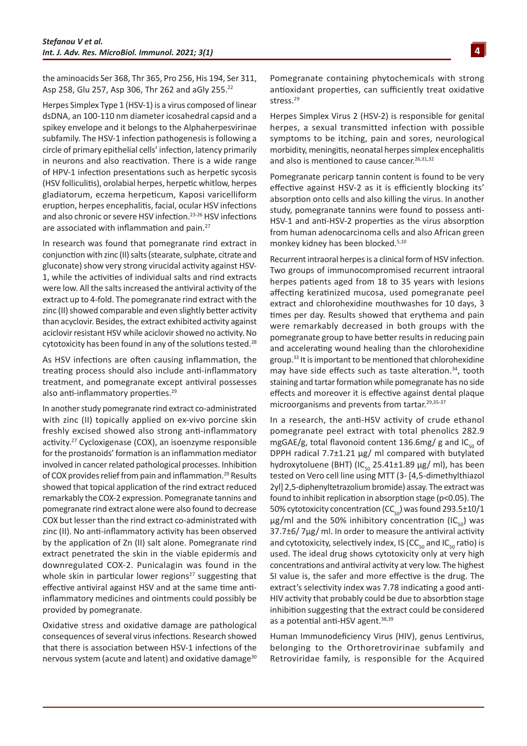the aminoacids Ser 368, Thr 365, Pro 256, His 194, Ser 311, Asp 258, Glu 257, Asp 306, Thr 262 and aGly 255.[22]

Herpes Simplex Type 1 (HSV-1) is a virus composed of linear dsDNA, an 100-110 nm diameter icosahedral capsid and a spikey envelope and it belongs to the Alphaherpesvirinae subfamily. The HSV-1 infection pathogenesis is following a circle of primary epithelial cells' infection, latency primarily in neurons and also reactivation. There is a wide range of HPV-1 infection presentations such as herpetic sycosis (HSV folliculitis), orolabial herpes, herpetic whitlow, herpes gladiatorum, eczema herpeticum, Kaposi varicelliform eruption, herpes encephalitis, facial, ocular HSV infections and also chronic or severe HSV infection.[23-26] HSV infections are associated with inflammation and pain.[27]

In research was found that pomegranate rind extract in conjunction with zinc (II) salts (stearate, sulphate, citrate and gluconate) show very strong virucidal activity against HSV-1, while the activities of individual salts and rind extracts were low. All the salts increased the antiviral activity of the extract up to 4-fold. The pomegranate rind extract with the zinc (II) showed comparable and even slightly better activity than acyclovir. Besides, the extract exhibited activity against aciclovir resistant HSV while aciclovir showed no activity. No cytotoxicity has been found in any of the solutions tested.[28]

As HSV infections are often causing inflammation, the treating process should also include anti-inflammatory treatment, and pomegranate except antiviral possesses also anti-inflammatory properties.[29]

In another study pomegranate rind extract co-administrated with zinc (II) topically applied on ex-vivo porcine skin freshly excised showed also strong anti-inflammatory activity.[27] Cycloxigenase (COX), an isoenzyme responsible for the prostanoids' formation is an inflammation mediator involved in cancer related pathological processes. Inhibition of COX provides relief from pain and inflammation.[29] Results showed that topical application of the rind extract reduced remarkably the COX-2 expression. Pomegranate tannins and pomegranate rind extract alone were also found to decrease COX but lesser than the rind extract co-administrated with zinc (II). No anti-inflammatory activity has been observed by the application of Zn (II) salt alone. Pomegranate rind extract penetrated the skin in the viable epidermis and downregulated COX-2. Punicalagin was found in the whole skin in particular lower regions[27] suggesting that effective antiviral against HSV and at the same time anti-inflammatory medicines and ointments could possibly be provided by pomegranate.

Oxidative stress and oxidative damage are pathological consequences of several virus infections. Research showed that there is association between HSV-1 infections of the nervous system (acute and latent) and oxidative damage[30] Pomegranate containing phytochemicals with strong antioxidant properties, can sufficiently treat oxidative stress.[29]

Herpes Simplex Virus 2 (HSV-2) is responsible for genital herpes, a sexual transmitted infection with possible symptoms to be itching, pain and sores, neurological morbidity, meningitis, neonatal herpes simplex encephalitis and also is mentioned to cause cancer.[26,31,32]

Pomegranate pericarp tannin content is found to be very effective against HSV-2 as it is efficiently blocking its' absorption onto cells and also killing the virus. In another study, pomegranate tannins were found to possess anti-HSV-1 and anti-HSV-2 properties as the virus absorption from human adenocarcinoma cells and also African green monkey kidney has been blocked.[5,10]

Recurrent intraoral herpes is a clinical form of HSV infection. Two groups of immunocompromised recurrent intraoral herpes patients aged from 18 to 35 years with lesions affecting keratinized mucosa, used pomegranate peel extract and chlorohexidine mouthwashes for 10 days, 3 times per day. Results showed that erythema and pain were remarkably decreased in both groups with the pomegranate group to have better results in reducing pain and accelerating wound healing than the chlorohexidine group.[33] It is important to be mentioned that chlorohexidine may have side effects such as taste alteration.[34], tooth staining and tartar formation while pomegranate has no side effects and moreover it is effective against dental plaque microorganisms and prevents from tartar.[29,35-37]

In a research, the anti-HSV activity of crude ethanol pomegranate peel extract with total phenolics 282.9 mgGAE/g, total flavonoid content 136.6mg/ g and $IC_{50}$ of DPPH radical 7.7±1.21 μg/ ml compared with butylated hydroxytoluene (BHT) ($IC_{50}$ 25.41±1.89 μg/ ml), has been tested on Vero cell line using MTT (3- [4,5-dimethylthiazol 2yl] 2,5-diphenyltetrazolium bromide) assay. The extract was found to inhibit replication in absorption stage ($p<0.05$). The 50% cytotoxicity concentration ($CC_{50}$) was found 293.5±10/1 μg/ml and the 50% inhibitory concentration ($IC_{50}$) was 37.7±6/ 7μg/ ml. In order to measure the antiviral activity and cytotoxicity, selectively index, IS ($CC_{50}$ and $IC_{50}$ ratio) is used. The ideal drug shows cytotoxicity only at very high concentrations and antiviral activity at very low. The highest SI value is, the safer and more effective is the drug. The extract's selectivity index was 7.78 indicating a good anti-HIV activity that probably could be due to absorbtion stage inhibition suggesting that the extract could be considered as a potential anti-HSV agent.[38,39]

Human Immunodeficiency Virus (HIV), genus Lentivirus, belonging to the Orthoretrovirinae subfamily and Retroviridae family, is responsible for the Acquired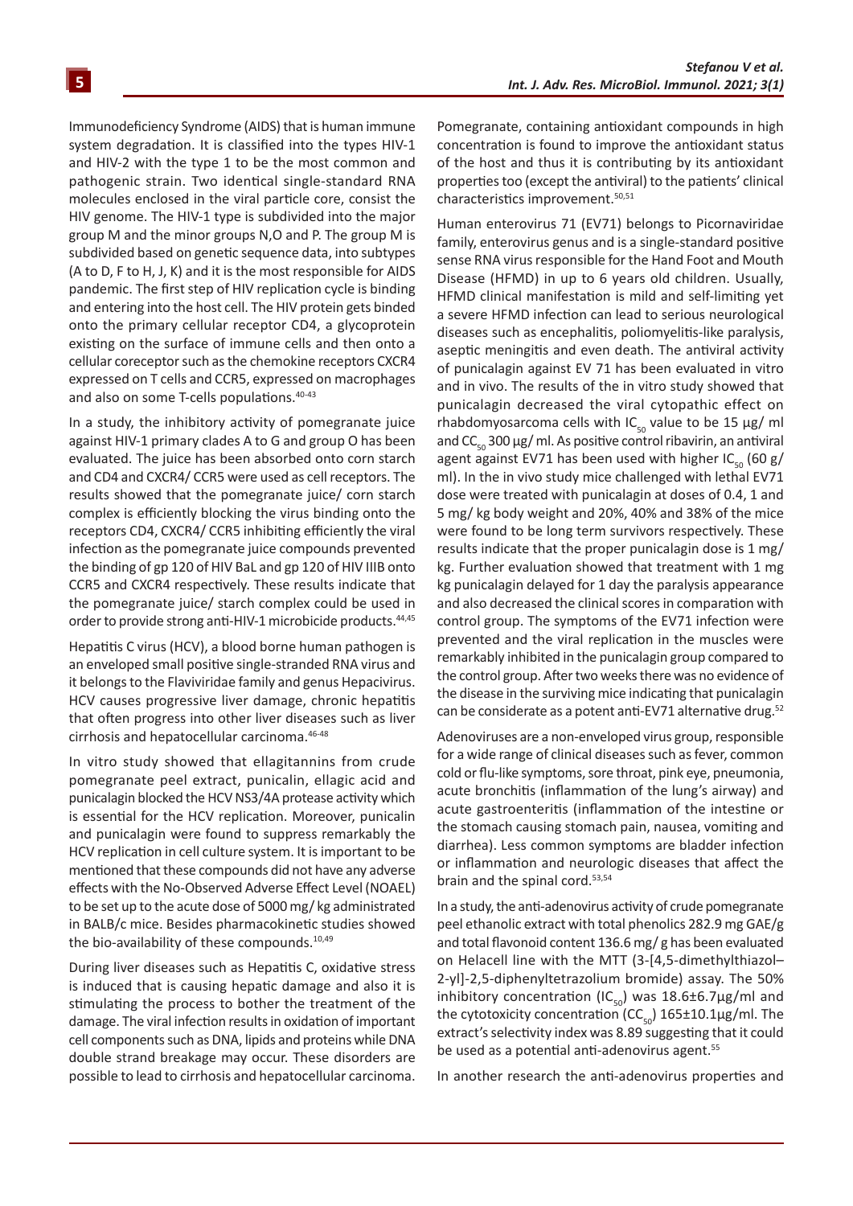Immunodeficiency Syndrome (AIDS) that is human immune system degradation. It is classified into the types HIV-1 and HIV-2 with the type 1 to be the most common and pathogenic strain. Two identical single-standard RNA molecules enclosed in the viral particle core, consist the HIV genome. The HIV-1 type is subdivided into the major group M and the minor groups N,O and P. The group M is subdivided based on genetic sequence data, into subtypes (A to D, F to H, J, K) and it is the most responsible for AIDS pandemic. The first step of HIV replication cycle is binding and entering into the host cell. The HIV protein gets binded onto the primary cellular receptor CD4, a glycoprotein existing on the surface of immune cells and then onto a cellular coreceptor such as the chemokine receptors CXCR4 expressed on T cells and CCR5, expressed on macrophages and also on some T-cells populations.[40-43]

In a study, the inhibitory activity of pomegranate juice against HIV-1 primary clades A to G and group O has been evaluated. The juice has been absorbed onto corn starch and CD4 and CXCR4/ CCR5 were used as cell receptors. The results showed that the pomegranate juice/ corn starch complex is efficiently blocking the virus binding onto the receptors CD4, CXCR4/ CCR5 inhibiting efficiently the viral infection as the pomegranate juice compounds prevented the binding of gp 120 of HIV BaL and gp 120 of HIV IIIB onto CCR5 and CXCR4 respectively. These results indicate that the pomegranate juice/ starch complex could be used in order to provide strong anti-HIV-1 microbicide products.[44,45]

Hepatitis C virus (HCV), a blood borne human pathogen is an enveloped small positive single-stranded RNA virus and it belongs to the Flaviviridae family and genus Hepacivirus. HCV causes progressive liver damage, chronic hepatitis that often progress into other liver diseases such as liver cirrhosis and hepatocellular carcinoma.[46-48]

In vitro study showed that ellagitannins from crude pomegranate peel extract, punicalin, ellagic acid and punicalagin blocked the HCV NS3/4A protease activity which is essential for the HCV replication. Moreover, punicalin and punicalagin were found to suppress remarkably the HCV replication in cell culture system. It is important to be mentioned that these compounds did not have any adverse effects with the No-Observed Adverse Effect Level (NOAEL) to be set up to the acute dose of 5000 mg/ kg administrated in BALB/c mice. Besides pharmacokinetic studies showed the bio-availability of these compounds.[10,49]

During liver diseases such as Hepatitis C, oxidative stress is induced that is causing hepatic damage and also it is stimulating the process to bother the treatment of the damage. The viral infection results in oxidation of important cell components such as DNA, lipids and proteins while DNA double strand breakage may occur. These disorders are possible to lead to cirrhosis and hepatocellular carcinoma. Pomegranate, containing antioxidant compounds in high concentration is found to improve the antioxidant status of the host and thus it is contributing by its antioxidant properties too (except the antiviral) to the patients' clinical characteristics improvement.[50,51]

Human enterovirus 71 (EV71) belongs to Picornaviridae family, enterovirus genus and is a single-standard positive sense RNA virus responsible for the Hand Foot and Mouth Disease (HFMD) in up to 6 years old children. Usually, HFMD clinical manifestation is mild and self-limiting yet a severe HFMD infection can lead to serious neurological diseases such as encephalitis, poliomyelitis-like paralysis, aseptic meningitis and even death. The antiviral activity of punicalagin against EV 71 has been evaluated in vitro and in vivo. The results of the in vitro study showed that punicalagin decreased the viral cytopathic effect on rhabdomyosarcoma cells with $IC_{50}$ value to be 15 µg/ ml and $CC_{50}$ 300 µg/ ml. As positive control ribavirin, an antiviral agent against EV71 has been used with higher $IC_{50}$ (60 g/ ml). In the in vivo study mice challenged with lethal EV71 dose were treated with punicalagin at doses of 0.4, 1 and 5 mg/ kg body weight and 20%, 40% and 38% of the mice were found to be long term survivors respectively. These results indicate that the proper punicalagin dose is 1 mg/ kg. Further evaluation showed that treatment with 1 mg kg punicalagin delayed for 1 day the paralysis appearance and also decreased the clinical scores in comparation with control group. The symptoms of the EV71 infection were prevented and the viral replication in the muscles were remarkably inhibited in the punicalagin group compared to the control group. After two weeks there was no evidence of the disease in the surviving mice indicating that punicalagin can be considerate as a potent anti-EV71 alternative drug.[52]

Adenoviruses are a non-enveloped virus group, responsible for a wide range of clinical diseases such as fever, common cold or flu-like symptoms, sore throat, pink eye, pneumonia, acute bronchitis (inflammation of the lung's airway) and acute gastroenteritis (inflammation of the intestine or the stomach causing stomach pain, nausea, vomiting and diarrhea). Less common symptoms are bladder infection or inflammation and neurologic diseases that affect the brain and the spinal cord.[53,54]

In a study, the anti-adenovirus activity of crude pomegranate peel ethanolic extract with total phenolics 282.9 mg GAE/g and total flavonoid content 136.6 mg/ g has been evaluated on Helacell line with the MTT (3-[4,5-dimethylthiazol–2-yl]-2,5-diphenyltetrazolium bromide) assay. The 50% inhibitory concentration ($IC_{50}$) was 18.6±6.7µg/ml and the cytotoxicity concentration ($CC_{50}$) 165±10.1µg/ml. The extract's selectivity index was 8.89 suggesting that it could be used as a potential anti-adenovirus agent.[55]

In another research the anti-adenovirus properties and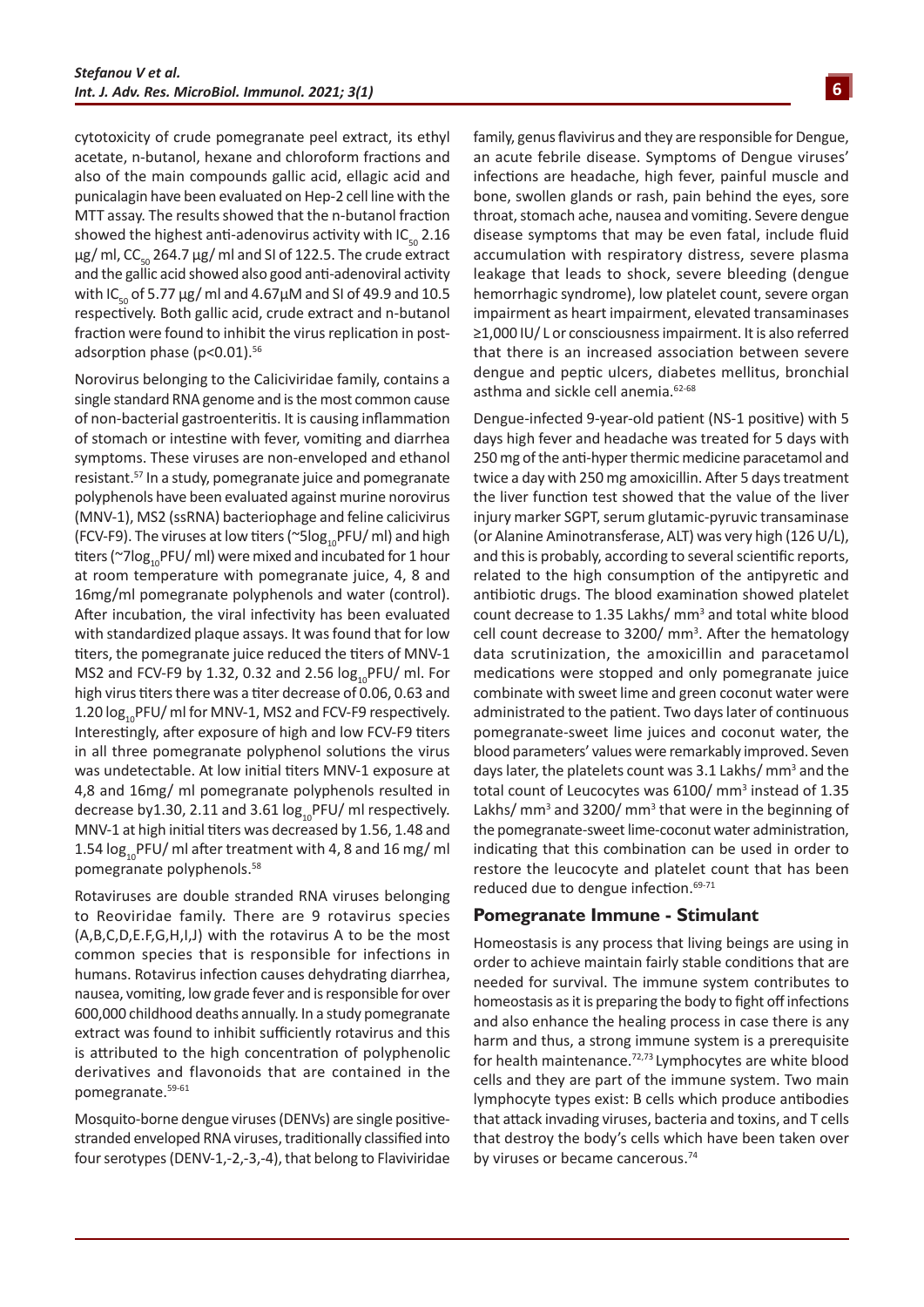cytotoxicity of crude pomegranate peel extract, its ethyl acetate, n-butanol, hexane and chloroform fractions and also of the main compounds gallic acid, ellagic acid and punicalagin have been evaluated on Hep-2 cell line with the MTT assay. The results showed that the n-butanol fraction showed the highest anti-adenovirus activity with $IC_{50}$ 2.16 μg/ ml, $CC_{50}$ 264.7 μg/ ml and SI of 122.5. The crude extract and the gallic acid showed also good anti-adenoviral activity with $IC_{50}$ of 5.77 μg/ ml and 4.67μM and SI of 49.9 and 10.5 respectively. Both gallic acid, crude extract and n-butanol fraction were found to inhibit the virus replication in post-adsorption phase ($p<0.01$).[56]

Norovirus belonging to the Caliciviridae family, contains a single standard RNA genome and is the most common cause of non-bacterial gastroenteritis. It is causing inflammation of stomach or intestine with fever, vomiting and diarrhea symptoms. These viruses are non-enveloped and ethanol resistant.[57] In a study, pomegranate juice and pomegranate polyphenols have been evaluated against murine norovirus (MNV-1), MS2 (ssRNA) bacteriophage and feline calicivirus (FCV-F9). The viruses at low titers (~$5\log_{10}$PFU/ ml) and high titers (~$7\log_{10}$PFU/ ml) were mixed and incubated for 1 hour at room temperature with pomegranate juice, 4, 8 and 16mg/ml pomegranate polyphenols and water (control). After incubation, the viral infectivity has been evaluated with standardized plaque assays. It was found that for low titers, the pomegranate juice reduced the titers of MNV-1 MS2 and FCV-F9 by 1.32, 0.32 and 2.56 $\log_{10}$PFU/ ml. For high virus titers there was a titer decrease of 0.06, 0.63 and 1.20 $\log_{10}$PFU/ ml for MNV-1, MS2 and FCV-F9 respectively. Interestingly, after exposure of high and low FCV-F9 titers in all three pomegranate polyphenol solutions the virus was undetectable. At low initial titers MNV-1 exposure at 4,8 and 16mg/ ml pomegranate polyphenols resulted in decrease by1.30, 2.11 and 3.61 $\log_{10}$PFU/ ml respectively. MNV-1 at high initial titers was decreased by 1.56, 1.48 and 1.54 $\log_{10}$PFU/ ml after treatment with 4, 8 and 16 mg/ ml pomegranate polyphenols.[58]

Rotaviruses are double stranded RNA viruses belonging to Reoviridae family. There are 9 rotavirus species (A,B,C,D,E.F,G,H,I,J) with the rotavirus A to be the most common species that is responsible for infections in humans. Rotavirus infection causes dehydrating diarrhea, nausea, vomiting, low grade fever and is responsible for over 600,000 childhood deaths annually. In a study pomegranate extract was found to inhibit sufficiently rotavirus and this is attributed to the high concentration of polyphenolic derivatives and flavonoids that are contained in the pomegranate.[59-61]

Mosquito-borne dengue viruses (DENVs) are single positive-stranded enveloped RNA viruses, traditionally classified into four serotypes (DENV-1,-2,-3,-4), that belong to Flaviviridae family, genus flavivirus and they are responsible for Dengue, an acute febrile disease. Symptoms of Dengue viruses' infections are headache, high fever, painful muscle and bone, swollen glands or rash, pain behind the eyes, sore throat, stomach ache, nausea and vomiting. Severe dengue disease symptoms that may be even fatal, include fluid accumulation with respiratory distress, severe plasma leakage that leads to shock, severe bleeding (dengue hemorrhagic syndrome), low platelet count, severe organ impairment as heart impairment, elevated transaminases ≥1,000 IU/ L or consciousness impairment. It is also referred that there is an increased association between severe dengue and peptic ulcers, diabetes mellitus, bronchial asthma and sickle cell anemia.[62-68]

Dengue-infected 9-year-old patient (NS-1 positive) with 5 days high fever and headache was treated for 5 days with 250 mg of the anti-hyper thermic medicine paracetamol and twice a day with 250 mg amoxicillin. After 5 days treatment the liver function test showed that the value of the liver injury marker SGPT, serum glutamic-pyruvic transaminase (or Alanine Aminotransferase, ALT) was very high (126 U/L), and this is probably, according to several scientific reports, related to the high consumption of the antipyretic and antibiotic drugs. The blood examination showed platelet count decrease to 1.35 Lakhs/ $mm^3$ and total white blood cell count decrease to 3200/ $mm^3$. After the hematology data scrutinization, the amoxicillin and paracetamol medications were stopped and only pomegranate juice combinate with sweet lime and green coconut water were administrated to the patient. Two days later of continuous pomegranate-sweet lime juices and coconut water, the blood parameters' values were remarkably improved. Seven days later, the platelets count was 3.1 Lakhs/ $mm^3$ and the total count of Leucocytes was 6100/ $mm^3$ instead of 1.35 Lakhs/ $mm^3$ and 3200/ $mm^3$ that were in the beginning of the pomegranate-sweet lime-coconut water administration, indicating that this combination can be used in order to restore the leucocyte and platelet count that has been reduced due to dengue infection.[69-71]

## Pomegranate Immune - Stimulant

Homeostasis is any process that living beings are using in order to achieve maintain fairly stable conditions that are needed for survival. The immune system contributes to homeostasis as it is preparing the body to fight off infections and also enhance the healing process in case there is any harm and thus, a strong immune system is a prerequisite for health maintenance.[72,73] Lymphocytes are white blood cells and they are part of the immune system. Two main lymphocyte types exist: B cells which produce antibodies that attack invading viruses, bacteria and toxins, and T cells that destroy the body's cells which have been taken over by viruses or became cancerous.[74]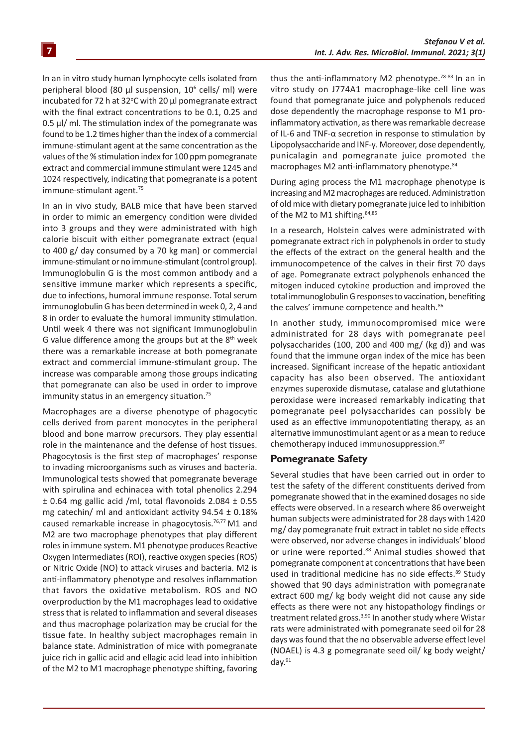In an in vitro study human lymphocyte cells isolated from peripheral blood (80 µl suspension, $10^6$ cells/ ml) were incubated for 72 h at 32°C with 20 µl pomegranate extract with the final extract concentrations to be 0.1, 0.25 and 0.5 µl/ ml. The stimulation index of the pomegranate was found to be 1.2 times higher than the index of a commercial immune-stimulant agent at the same concentration as the values of the % stimulation index for 100 ppm pomegranate extract and commercial immune stimulant were 1245 and 1024 respectively, indicating that pomegranate is a potent immune-stimulant agent.[75]

In an in vivo study, BALB mice that have been starved in order to mimic an emergency condition were divided into 3 groups and they were administrated with high calorie biscuit with either pomegranate extract (equal to 400 g/ day consumed by a 70 kg man) or commercial immune-stimulant or no immune-stimulant (control group). Immunoglobulin G is the most common antibody and a sensitive immune marker which represents a specific, due to infections, humoral immune response. Total serum immunoglobulin G has been determined in week 0, 2, 4 and 8 in order to evaluate the humoral immunity stimulation. Until week 4 there was not significant Immunoglobulin G value difference among the groups but at the 8th week there was a remarkable increase at both pomegranate extract and commercial immune-stimulant group. The increase was comparable among those groups indicating that pomegranate can also be used in order to improve immunity status in an emergency situation.[75]

Macrophages are a diverse phenotype of phagocytic cells derived from parent monocytes in the peripheral blood and bone marrow precursors. They play essential role in the maintenance and the defense of host tissues. Phagocytosis is the first step of macrophages' response to invading microorganisms such as viruses and bacteria. Immunological tests showed that pomegranate beverage with spirulina and echinacea with total phenolics 2.294 ± 0.64 mg gallic acid /ml, total flavonoids 2.084 ± 0.55 mg catechin/ ml and antioxidant activity 94.54 ± 0.18% caused remarkable increase in phagocytosis.[76,77] M1 and M2 are two macrophage phenotypes that play different roles in immune system. M1 phenotype produces Reactive Oxygen Intermediates (ROI), reactive oxygen species (ROS) or Nitric Oxide (NO) to attack viruses and bacteria. M2 is anti-inflammatory phenotype and resolves inflammation that favors the oxidative metabolism. ROS and NO overproduction by the M1 macrophages lead to oxidative stress that is related to inflammation and several diseases and thus macrophage polarization may be crucial for the tissue fate. In healthy subject macrophages remain in balance state. Administration of mice with pomegranate juice rich in gallic acid and ellagic acid lead into inhibition of the M2 to M1 macrophage phenotype shifting, favoring thus the anti-inflammatory M2 phenotype.[78-83] In an in vitro study on J774A1 macrophage-like cell line was found that pomegranate juice and polyphenols reduced dose dependently the macrophage response to M1 pro-inflammatory activation, as there was remarkable decrease of IL-6 and TNF-α secretion in response to stimulation by Lipopolysaccharide and INF-γ. Moreover, dose dependently, punicalagin and pomegranate juice promoted the macrophages M2 anti-inflammatory phenotype.[84]

During aging process the M1 macrophage phenotype is increasing and M2 macrophages are reduced. Administration of old mice with dietary pomegranate juice led to inhibition of the M2 to M1 shifting.[84,85]

In a research, Holstein calves were administrated with pomegranate extract rich in polyphenols in order to study the effects of the extract on the general health and the immunocompetence of the calves in their first 70 days of age. Pomegranate extract polyphenols enhanced the mitogen induced cytokine production and improved the total immunoglobulin G responses to vaccination, benefiting the calves' immune competence and health.[86]

In another study, immunocompromised mice were administrated for 28 days with pomegranate peel polysaccharides (100, 200 and 400 mg/ (kg d)) and was found that the immune organ index of the mice has been increased. Significant increase of the hepatic antioxidant capacity has also been observed. The antioxidant enzymes superoxide dismutase, catalase and glutathione peroxidase were increased remarkably indicating that pomegranate peel polysaccharides can possibly be used as an effective immunopotentiating therapy, as an alternative immunostimulant agent or as a mean to reduce chemotherapy induced immunosuppression.[87]

## Pomegranate Safety

Several studies that have been carried out in order to test the safety of the different constituents derived from pomegranate showed that in the examined dosages no side effects were observed. In a research where 86 overweight human subjects were administrated for 28 days with 1420 mg/ day pomegranate fruit extract in tablet no side effects were observed, nor adverse changes in individuals' blood or urine were reported.[88] Animal studies showed that pomegranate component at concentrations that have been used in traditional medicine has no side effects.[89] Study showed that 90 days administration with pomegranate extract 600 mg/ kg body weight did not cause any side effects as there were not any histopathology findings or treatment related gross.[3,90] In another study where Wistar rats were administrated with pomegranate seed oil for 28 days was found that the no observable adverse effect level (NOAEL) is 4.3 g pomegranate seed oil/ kg body weight/ day.[91]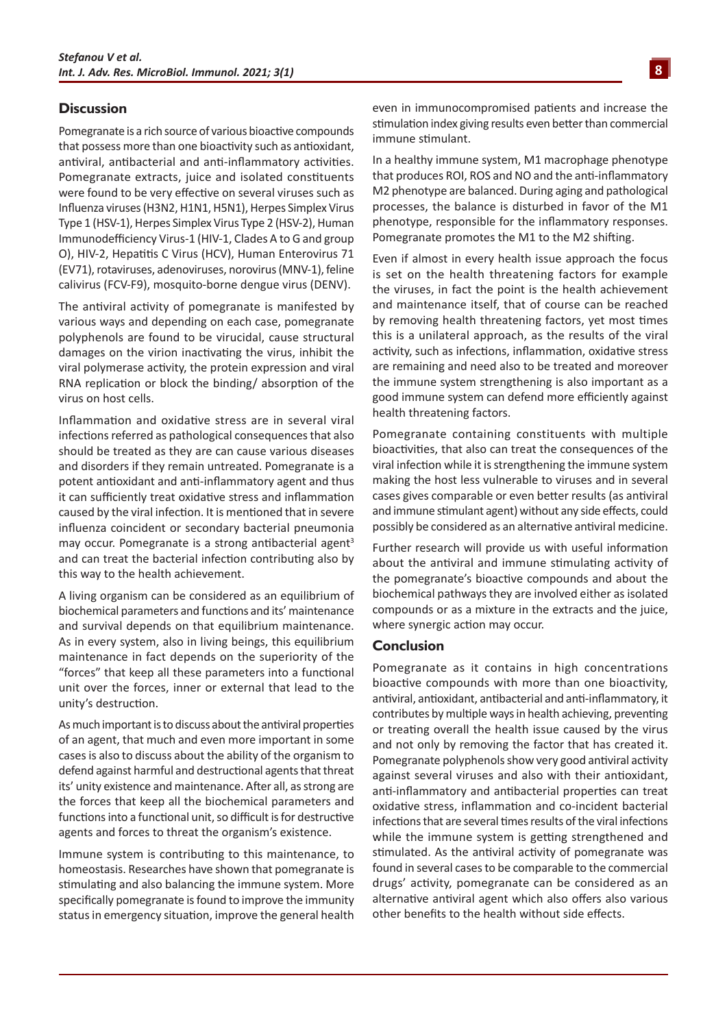## Discussion

Pomegranate is a rich source of various bioactive compounds that possess more than one bioactivity such as antioxidant, antiviral, antibacterial and anti-inflammatory activities. Pomegranate extracts, juice and isolated constituents were found to be very effective on several viruses such as Influenza viruses (H3N2, H1N1, H5N1), Herpes Simplex Virus Type 1 (HSV-1), Herpes Simplex Virus Type 2 (HSV-2), Human Immunodefficiency Virus-1 (HIV-1, Clades A to G and group O), HIV-2, Hepatitis C Virus (HCV), Human Enterovirus 71 (EV71), rotaviruses, adenoviruses, norovirus (MNV-1), feline calivirus (FCV-F9), mosquito-borne dengue virus (DENV).

The antiviral activity of pomegranate is manifested by various ways and depending on each case, pomegranate polyphenols are found to be virucidal, cause structural damages on the virion inactivating the virus, inhibit the viral polymerase activity, the protein expression and viral RNA replication or block the binding/ absorption of the virus on host cells.

Inflammation and oxidative stress are in several viral infections referred as pathological consequences that also should be treated as they are can cause various diseases and disorders if they remain untreated. Pomegranate is a potent antioxidant and anti-inflammatory agent and thus it can sufficiently treat oxidative stress and inflammation caused by the viral infection. It is mentioned that in severe influenza coincident or secondary bacterial pneumonia may occur. Pomegranate is a strong antibacterial agent[3] and can treat the bacterial infection contributing also by this way to the health achievement.

A living organism can be considered as an equilibrium of biochemical parameters and functions and its' maintenance and survival depends on that equilibrium maintenance. As in every system, also in living beings, this equilibrium maintenance in fact depends on the superiority of the "forces" that keep all these parameters into a functional unit over the forces, inner or external that lead to the unity's destruction.

As much important is to discuss about the antiviral properties of an agent, that much and even more important in some cases is also to discuss about the ability of the organism to defend against harmful and destructional agents that threat its' unity existence and maintenance. After all, as strong are the forces that keep all the biochemical parameters and functions into a functional unit, so difficult is for destructive agents and forces to threat the organism's existence.

Immune system is contributing to this maintenance, to homeostasis. Researches have shown that pomegranate is stimulating and also balancing the immune system. More specifically pomegranate is found to improve the immunity status in emergency situation, improve the general health even in immunocompromised patients and increase the stimulation index giving results even better than commercial immune stimulant.

In a healthy immune system, M1 macrophage phenotype that produces ROI, ROS and NO and the anti-inflammatory M2 phenotype are balanced. During aging and pathological processes, the balance is disturbed in favor of the M1 phenotype, responsible for the inflammatory responses. Pomegranate promotes the M1 to the M2 shifting.

Even if almost in every health issue approach the focus is set on the health threatening factors for example the viruses, in fact the point is the health achievement and maintenance itself, that of course can be reached by removing health threatening factors, yet most times this is a unilateral approach, as the results of the viral activity, such as infections, inflammation, oxidative stress are remaining and need also to be treated and moreover the immune system strengthening is also important as a good immune system can defend more efficiently against health threatening factors.

Pomegranate containing constituents with multiple bioactivities, that also can treat the consequences of the viral infection while it is strengthening the immune system making the host less vulnerable to viruses and in several cases gives comparable or even better results (as antiviral and immune stimulant agent) without any side effects, could possibly be considered as an alternative antiviral medicine.

Further research will provide us with useful information about the antiviral and immune stimulating activity of the pomegranate's bioactive compounds and about the biochemical pathways they are involved either as isolated compounds or as a mixture in the extracts and the juice, where synergic action may occur.

## Conclusion

Pomegranate as it contains in high concentrations bioactive compounds with more than one bioactivity, antiviral, antioxidant, antibacterial and anti-inflammatory, it contributes by multiple ways in health achieving, preventing or treating overall the health issue caused by the virus and not only by removing the factor that has created it. Pomegranate polyphenols show very good antiviral activity against several viruses and also with their antioxidant, anti-inflammatory and antibacterial properties can treat oxidative stress, inflammation and co-incident bacterial infections that are several times results of the viral infections while the immune system is getting strengthened and stimulated. As the antiviral activity of pomegranate was found in several cases to be comparable to the commercial drugs' activity, pomegranate can be considered as an alternative antiviral agent which also offers also various other benefits to the health without side effects.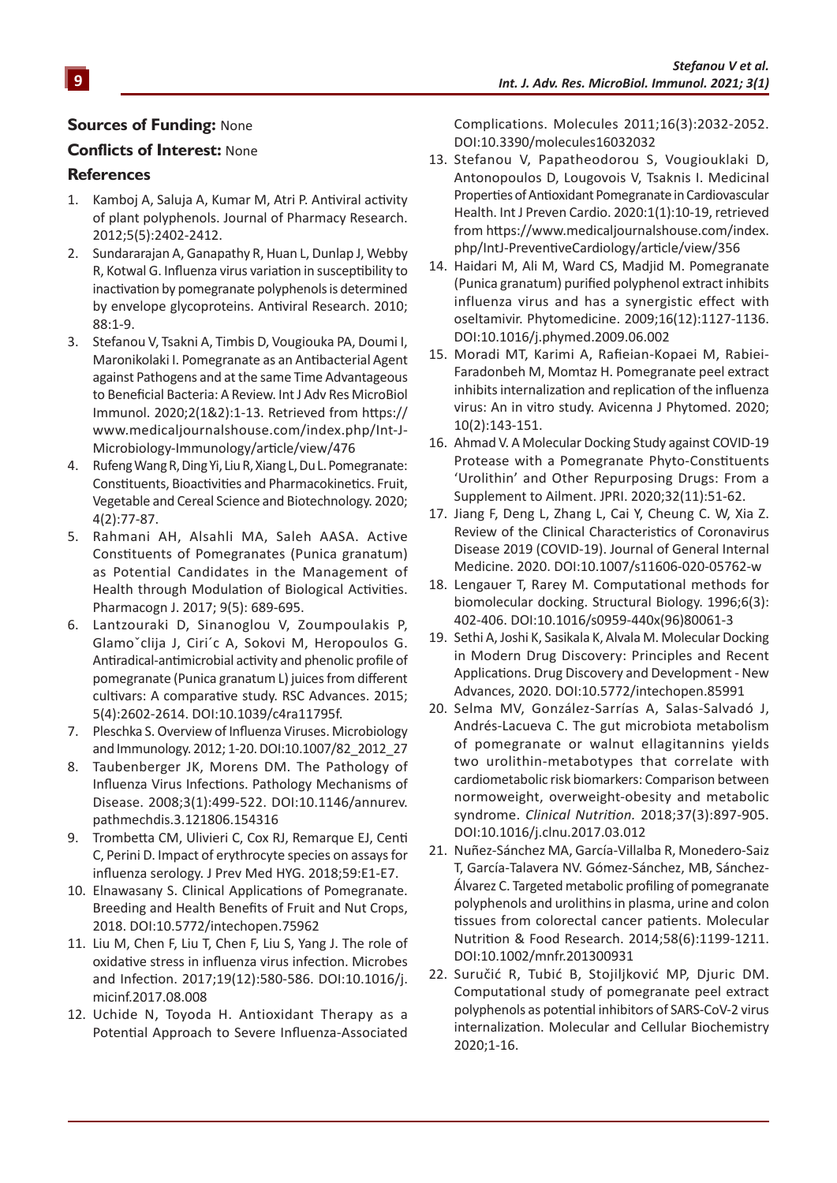**Sources of Funding:** None

**Conflicts of Interest:** None

## References

1. Kamboj A, Saluja A, Kumar M, Atri P. Antiviral activity of plant polyphenols. Journal of Pharmacy Research. 2012;5(5):2402-2412.
2. Sundararajan A, Ganapathy R, Huan L, Dunlap J, Webby R, Kotwal G. Influenza virus variation in susceptibility to inactivation by pomegranate polyphenols is determined by envelope glycoproteins. Antiviral Research. 2010; 88:1-9.
3. Stefanou V, Tsakni A, Timbis D, Vougiouka PA, Doumi I, Maronikolaki I. Pomegranate as an Antibacterial Agent against Pathogens and at the same Time Advantageous to Beneficial Bacteria: A Review. Int J Adv Res MicroBiol Immunol. 2020;2(1&2):1-13. Retrieved from https://www.medicaljournalshouse.com/index.php/Int-J-Microbiology-Immunology/article/view/476
4. Rufeng Wang R, Ding Yi, Liu R, Xiang L, Du L. Pomegranate: Constituents, Bioactivities and Pharmacokinetics. Fruit, Vegetable and Cereal Science and Biotechnology. 2020; 4(2):77-87.
5. Rahmani AH, Alsahli MA, Saleh AASA. Active Constituents of Pomegranates (Punica granatum) as Potential Candidates in the Management of Health through Modulation of Biological Activities. Pharmacogn J. 2017; 9(5): 689-695.
6. Lantzouraki D, Sinanoglou V, Zoumpoulakis P, Glamo˘clija J, Ciri´c A, Sokovi M, Heropoulos G. Antiradical-antimicrobial activity and phenolic profile of pomegranate (Punica granatum L) juices from different cultivars: A comparative study. RSC Advances. 2015; 5(4):2602-2614. DOI:10.1039/c4ra11795f.
7. Pleschka S. Overview of Influenza Viruses. Microbiology and Immunology. 2012; 1-20. DOI:10.1007/82_2012_27
8. Taubenberger JK, Morens DM. The Pathology of Influenza Virus Infections. Pathology Mechanisms of Disease. 2008;3(1):499-522. DOI:10.1146/annurev.pathmechdis.3.121806.154316
9. Trombetta CM, Ulivieri C, Cox RJ, Remarque EJ, Centi C, Perini D. Impact of erythrocyte species on assays for influenza serology. J Prev Med HYG. 2018;59:E1-E7.
10. Elnawasany S. Clinical Applications of Pomegranate. Breeding and Health Benefits of Fruit and Nut Crops, 2018. DOI:10.5772/intechopen.75962
11. Liu M, Chen F, Liu T, Chen F, Liu S, Yang J. The role of oxidative stress in influenza virus infection. Microbes and Infection. 2017;19(12):580-586. DOI:10.1016/j.micinf.2017.08.008
12. Uchide N, Toyoda H. Antioxidant Therapy as a Potential Approach to Severe Influenza-Associated Complications. Molecules 2011;16(3):2032-2052. DOI:10.3390/molecules16032032
13. Stefanou V, Papatheodorou S, Vougiouklaki D, Antonopoulos D, Lougovois V, Tsaknis I. Medicinal Properties of Antioxidant Pomegranate in Cardiovascular Health. Int J Preven Cardio. 2020:1(1):10-19, retrieved from https://www.medicaljournalshouse.com/index.php/IntJ-PreventiveCardiology/article/view/356
14. Haidari M, Ali M, Ward CS, Madjid M. Pomegranate (Punica granatum) purified polyphenol extract inhibits influenza virus and has a synergistic effect with oseltamivir. Phytomedicine. 2009;16(12):1127-1136. DOI:10.1016/j.phymed.2009.06.002
15. Moradi MT, Karimi A, Rafieian-Kopaei M, Rabiei-Faradonbeh M, Momtaz H. Pomegranate peel extract inhibits internalization and replication of the influenza virus: An in vitro study. Avicenna J Phytomed. 2020; 10(2):143-151.
16. Ahmad V. A Molecular Docking Study against COVID-19 Protease with a Pomegranate Phyto-Constituents 'Urolithin' and Other Repurposing Drugs: From a Supplement to Ailment. JPRI. 2020;32(11):51-62.
17. Jiang F, Deng L, Zhang L, Cai Y, Cheung C. W, Xia Z. Review of the Clinical Characteristics of Coronavirus Disease 2019 (COVID-19). Journal of General Internal Medicine. 2020. DOI:10.1007/s11606-020-05762-w
18. Lengauer T, Rarey M. Computational methods for biomolecular docking. Structural Biology. 1996;6(3): 402-406. DOI:10.1016/s0959-440x(96)80061-3
19. Sethi A, Joshi K, Sasikala K, Alvala M. Molecular Docking in Modern Drug Discovery: Principles and Recent Applications. Drug Discovery and Development - New Advances, 2020. DOI:10.5772/intechopen.85991
20. Selma MV, González-Sarrías A, Salas-Salvadó J, Andrés-Lacueva C. The gut microbiota metabolism of pomegranate or walnut ellagitannins yields two urolithin-metabotypes that correlate with cardiometabolic risk biomarkers: Comparison between normoweight, overweight-obesity and metabolic syndrome. *Clinical Nutrition.* 2018;37(3):897-905. DOI:10.1016/j.clnu.2017.03.012
21. Nuñez-Sánchez MA, García-Villalba R, Monedero-Saiz T, García-Talavera NV. Gómez-Sánchez, MB, Sánchez-Álvarez C. Targeted metabolic profiling of pomegranate polyphenols and urolithins in plasma, urine and colon tissues from colorectal cancer patients. Molecular Nutrition & Food Research. 2014;58(6):1199-1211. DOI:10.1002/mnfr.201300931
22. Suručić R, Tubić B, Stojiljković MP, Djuric DM. Computational study of pomegranate peel extract polyphenols as potential inhibitors of SARS-CoV-2 virus internalization. Molecular and Cellular Biochemistry 2020;1-16.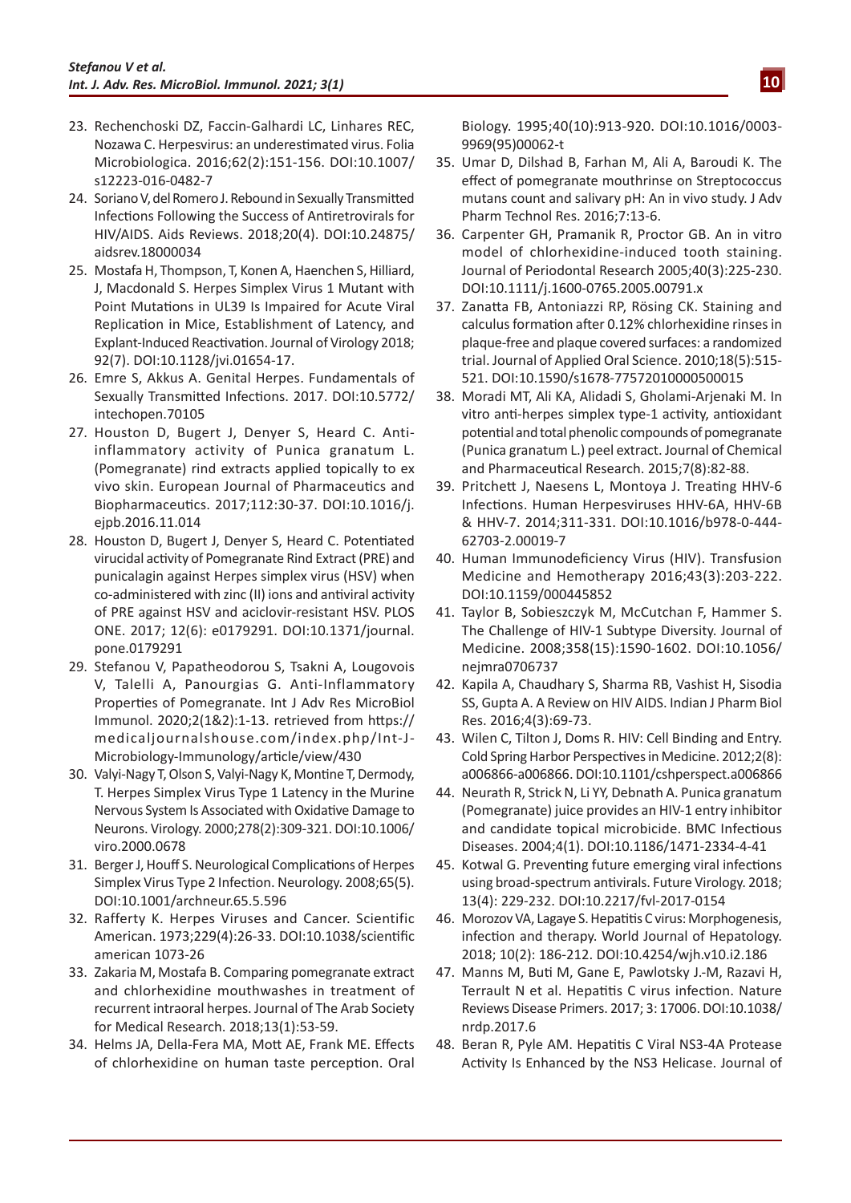23. Rechenchoski DZ, Faccin-Galhardi LC, Linhares REC, Nozawa C. Herpesvirus: an underestimated virus. Folia Microbiologica. 2016;62(2):151-156. DOI:10.1007/s12223-016-0482-7
24. Soriano V, del Romero J. Rebound in Sexually Transmitted Infections Following the Success of Antiretrovirals for HIV/AIDS. Aids Reviews. 2018;20(4). DOI:10.24875/aidsrev.18000034
25. Mostafa H, Thompson, T, Konen A, Haenchen S, Hilliard, J, Macdonald S. Herpes Simplex Virus 1 Mutant with Point Mutations in UL39 Is Impaired for Acute Viral Replication in Mice, Establishment of Latency, and Explant-Induced Reactivation. Journal of Virology 2018; 92(7). DOI:10.1128/jvi.01654-17.
26. Emre S, Akkus A. Genital Herpes. Fundamentals of Sexually Transmitted Infections. 2017. DOI:10.5772/intechopen.70105
27. Houston D, Bugert J, Denyer S, Heard C. Anti-inflammatory activity of Punica granatum L. (Pomegranate) rind extracts applied topically to ex vivo skin. European Journal of Pharmaceutics and Biopharmaceutics. 2017;112:30-37. DOI:10.1016/j.ejpb.2016.11.014
28. Houston D, Bugert J, Denyer S, Heard C. Potentiated virucidal activity of Pomegranate Rind Extract (PRE) and punicalagin against Herpes simplex virus (HSV) when co-administered with zinc (II) ions and antiviral activity of PRE against HSV and aciclovir-resistant HSV. PLOS ONE. 2017; 12(6): e0179291. DOI:10.1371/journal.pone.0179291
29. Stefanou V, Papatheodorou S, Tsakni A, Lougovois V, Talelli A, Panourgias G. Anti-Inflammatory Properties of Pomegranate. Int J Adv Res MicroBiol Immunol. 2020;2(1&2):1-13. retrieved from https://medicaljournalshouse.com/index.php/Int-J-Microbiology-Immunology/article/view/430
30. Valyi-Nagy T, Olson S, Valyi-Nagy K, Montine T, Dermody, T. Herpes Simplex Virus Type 1 Latency in the Murine Nervous System Is Associated with Oxidative Damage to Neurons. Virology. 2000;278(2):309-321. DOI:10.1006/viro.2000.0678
31. Berger J, Houff S. Neurological Complications of Herpes Simplex Virus Type 2 Infection. Neurology. 2008;65(5). DOI:10.1001/archneur.65.5.596
32. Rafferty K. Herpes Viruses and Cancer. Scientific American. 1973;229(4):26-33. DOI:10.1038/scientific american 1073-26
33. Zakaria M, Mostafa B. Comparing pomegranate extract and chlorhexidine mouthwashes in treatment of recurrent intraoral herpes. Journal of The Arab Society for Medical Research. 2018;13(1):53-59.
34. Helms JA, Della-Fera MA, Mott AE, Frank ME. Effects of chlorhexidine on human taste perception. Oral Biology. 1995;40(10):913-920. DOI:10.1016/0003-9969(95)00062-t
35. Umar D, Dilshad B, Farhan M, Ali A, Baroudi K. The effect of pomegranate mouthrinse on Streptococcus mutans count and salivary pH: An in vivo study. J Adv Pharm Technol Res. 2016;7:13-6.
36. Carpenter GH, Pramanik R, Proctor GB. An in vitro model of chlorhexidine-induced tooth staining. Journal of Periodontal Research 2005;40(3):225-230. DOI:10.1111/j.1600-0765.2005.00791.x
37. Zanatta FB, Antoniazzi RP, Rösing CK. Staining and calculus formation after 0.12% chlorhexidine rinses in plaque-free and plaque covered surfaces: a randomized trial. Journal of Applied Oral Science. 2010;18(5):515-521. DOI:10.1590/s1678-77572010000500015
38. Moradi MT, Ali KA, Alidadi S, Gholami-Arjenaki M. In vitro anti-herpes simplex type-1 activity, antioxidant potential and total phenolic compounds of pomegranate (Punica granatum L.) peel extract. Journal of Chemical and Pharmaceutical Research. 2015;7(8):82-88.
39. Pritchett J, Naesens L, Montoya J. Treating HHV-6 Infections. Human Herpesviruses HHV-6A, HHV-6B & HHV-7. 2014;311-331. DOI:10.1016/b978-0-444-62703-2.00019-7
40. Human Immunodeficiency Virus (HIV). Transfusion Medicine and Hemotherapy 2016;43(3):203-222. DOI:10.1159/000445852
41. Taylor B, Sobieszczyk M, McCutchan F, Hammer S. The Challenge of HIV-1 Subtype Diversity. Journal of Medicine. 2008;358(15):1590-1602. DOI:10.1056/nejmra0706737
42. Kapila A, Chaudhary S, Sharma RB, Vashist H, Sisodia SS, Gupta A. A Review on HIV AIDS. Indian J Pharm Biol Res. 2016;4(3):69-73.
43. Wilen C, Tilton J, Doms R. HIV: Cell Binding and Entry. Cold Spring Harbor Perspectives in Medicine. 2012;2(8): a006866-a006866. DOI:10.1101/cshperspect.a006866
44. Neurath R, Strick N, Li YY, Debnath A. Punica granatum (Pomegranate) juice provides an HIV-1 entry inhibitor and candidate topical microbicide. BMC Infectious Diseases. 2004;4(1). DOI:10.1186/1471-2334-4-41
45. Kotwal G. Preventing future emerging viral infections using broad-spectrum antivirals. Future Virology. 2018; 13(4): 229-232. DOI:10.2217/fvl-2017-0154
46. Morozov VA, Lagaye S. Hepatitis C virus: Morphogenesis, infection and therapy. World Journal of Hepatology. 2018; 10(2): 186-212. DOI:10.4254/wjh.v10.i2.186
47. Manns M, Buti M, Gane E, Pawlotsky J.-M, Razavi H, Terrault N et al. Hepatitis C virus infection. Nature Reviews Disease Primers. 2017; 3: 17006. DOI:10.1038/nrdp.2017.6
48. Beran R, Pyle AM. Hepatitis C Viral NS3-4A Protease Activity Is Enhanced by the NS3 Helicase. Journal of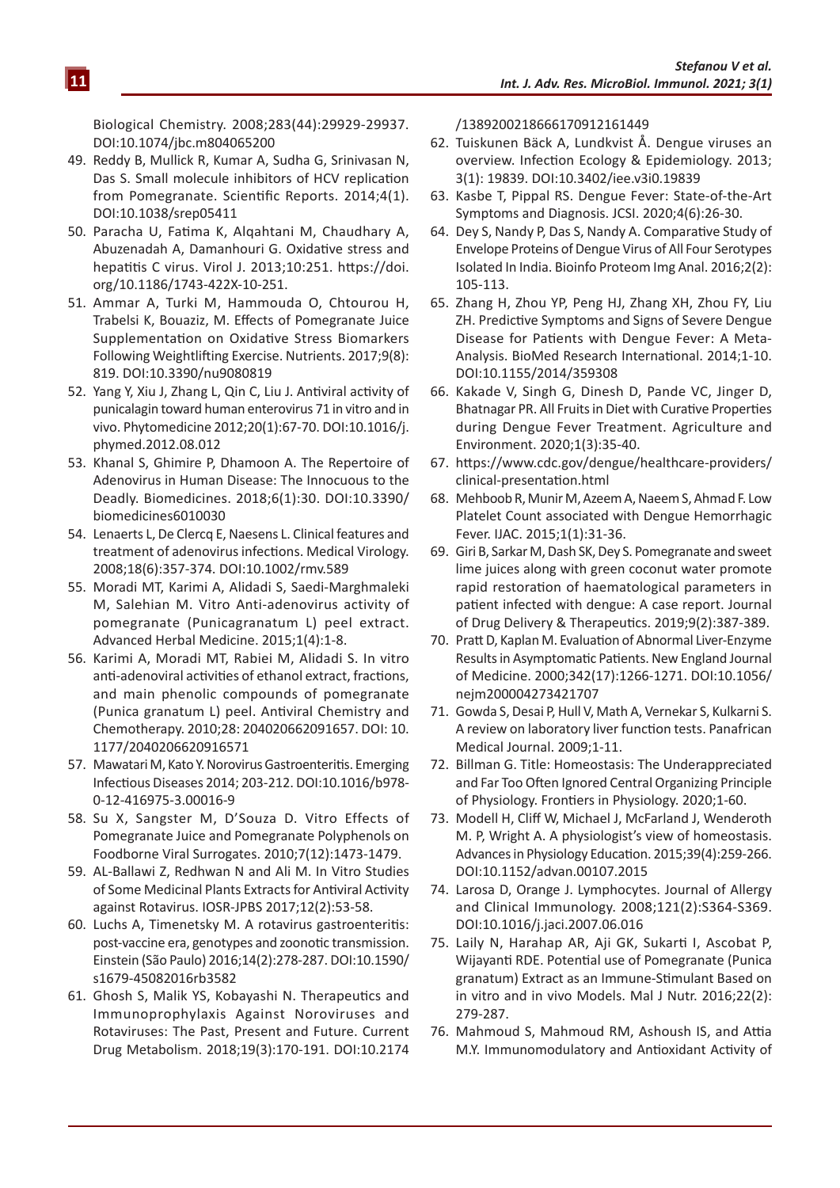Biological Chemistry. 2008;283(44):29929-29937. DOI:10.1074/jbc.m804065200

49. Reddy B, Mullick R, Kumar A, Sudha G, Srinivasan N, Das S. Small molecule inhibitors of HCV replication from Pomegranate. Scientific Reports. 2014;4(1). DOI:10.1038/srep05411
50. Paracha U, Fatima K, Alqahtani M, Chaudhary A, Abuzenadah A, Damanhouri G. Oxidative stress and hepatitis C virus. Virol J. 2013;10:251. https://doi.org/10.1186/1743-422X-10-251.
51. Ammar A, Turki M, Hammouda O, Chtourou H, Trabelsi K, Bouaziz, M. Effects of Pomegranate Juice Supplementation on Oxidative Stress Biomarkers Following Weightlifting Exercise. Nutrients. 2017;9(8): 819. DOI:10.3390/nu9080819
52. Yang Y, Xiu J, Zhang L, Qin C, Liu J. Antiviral activity of punicalagin toward human enterovirus 71 in vitro and in vivo. Phytomedicine 2012;20(1):67-70. DOI:10.1016/j.phymed.2012.08.012
53. Khanal S, Ghimire P, Dhamoon A. The Repertoire of Adenovirus in Human Disease: The Innocuous to the Deadly. Biomedicines. 2018;6(1):30. DOI:10.3390/biomedicines6010030
54. Lenaerts L, De Clercq E, Naesens L. Clinical features and treatment of adenovirus infections. Medical Virology. 2008;18(6):357-374. DOI:10.1002/rmv.589
55. Moradi MT, Karimi A, Alidadi S, Saedi-Marghmaleki M, Salehian M. Vitro Anti-adenovirus activity of pomegranate (Punicagranatum L) peel extract. Advanced Herbal Medicine. 2015;1(4):1-8.
56. Karimi A, Moradi MT, Rabiei M, Alidadi S. In vitro anti-adenoviral activities of ethanol extract, fractions, and main phenolic compounds of pomegranate (Punica granatum L) peel. Antiviral Chemistry and Chemotherapy. 2010;28: 204020662091657. DOI: 10.1177/2040206620916571
57. Mawatari M, Kato Y. Norovirus Gastroenteritis. Emerging Infectious Diseases 2014; 203-212. DOI:10.1016/b978-0-12-416975-3.00016-9
58. Su X, Sangster M, D'Souza D. Vitro Effects of Pomegranate Juice and Pomegranate Polyphenols on Foodborne Viral Surrogates. 2010;7(12):1473-1479.
59. AL-Ballawi Z, Redhwan N and Ali M. In Vitro Studies of Some Medicinal Plants Extracts for Antiviral Activity against Rotavirus. IOSR-JPBS 2017;12(2):53-58.
60. Luchs A, Timenetsky M. A rotavirus gastroenteritis: post-vaccine era, genotypes and zoonotic transmission. Einstein (São Paulo) 2016;14(2):278-287. DOI:10.1590/s1679-45082016rb3582
61. Ghosh S, Malik YS, Kobayashi N. Therapeutics and Immunoprophylaxis Against Noroviruses and Rotaviruses: The Past, Present and Future. Current Drug Metabolism. 2018;19(3):170-191. DOI:10.2174/1389200218666170912161449
62. Tuiskunen Bäck A, Lundkvist Å. Dengue viruses an overview. Infection Ecology & Epidemiology. 2013; 3(1): 19839. DOI:10.3402/iee.v3i0.19839
63. Kasbe T, Pippal RS. Dengue Fever: State-of-the-Art Symptoms and Diagnosis. JCSI. 2020;4(6):26-30.
64. Dey S, Nandy P, Das S, Nandy A. Comparative Study of Envelope Proteins of Dengue Virus of All Four Serotypes Isolated In India. Bioinfo Proteom Img Anal. 2016;2(2): 105-113.
65. Zhang H, Zhou YP, Peng HJ, Zhang XH, Zhou FY, Liu ZH. Predictive Symptoms and Signs of Severe Dengue Disease for Patients with Dengue Fever: A Meta-Analysis. BioMed Research International. 2014;1-10. DOI:10.1155/2014/359308
66. Kakade V, Singh G, Dinesh D, Pande VC, Jinger D, Bhatnagar PR. All Fruits in Diet with Curative Properties during Dengue Fever Treatment. Agriculture and Environment. 2020;1(3):35-40.
67. https://www.cdc.gov/dengue/healthcare-providers/clinical-presentation.html
68. Mehboob R, Munir M, Azeem A, Naeem S, Ahmad F. Low Platelet Count associated with Dengue Hemorrhagic Fever. IJAC. 2015;1(1):31-36.
69. Giri B, Sarkar M, Dash SK, Dey S. Pomegranate and sweet lime juices along with green coconut water promote rapid restoration of haematological parameters in patient infected with dengue: A case report. Journal of Drug Delivery & Therapeutics. 2019;9(2):387-389.
70. Pratt D, Kaplan M. Evaluation of Abnormal Liver-Enzyme Results in Asymptomatic Patients. New England Journal of Medicine. 2000;342(17):1266-1271. DOI:10.1056/nejm200004273421707
71. Gowda S, Desai P, Hull V, Math A, Vernekar S, Kulkarni S. A review on laboratory liver function tests. Panafrican Medical Journal. 2009;1-11.
72. Billman G. Title: Homeostasis: The Underappreciated and Far Too Often Ignored Central Organizing Principle of Physiology. Frontiers in Physiology. 2020;1-60.
73. Modell H, Cliff W, Michael J, McFarland J, Wenderoth M. P, Wright A. A physiologist's view of homeostasis. Advances in Physiology Education. 2015;39(4):259-266. DOI:10.1152/advan.00107.2015
74. Larosa D, Orange J. Lymphocytes. Journal of Allergy and Clinical Immunology. 2008;121(2):S364-S369. DOI:10.1016/j.jaci.2007.06.016
75. Laily N, Harahap AR, Aji GK, Sukarti I, Ascobat P, Wijayanti RDE. Potential use of Pomegranate (Punica granatum) Extract as an Immune-Stimulant Based on in vitro and in vivo Models. Mal J Nutr. 2016;22(2): 279-287.
76. Mahmoud S, Mahmoud RM, Ashoush IS, and Attia M.Y. Immunomodulatory and Antioxidant Activity of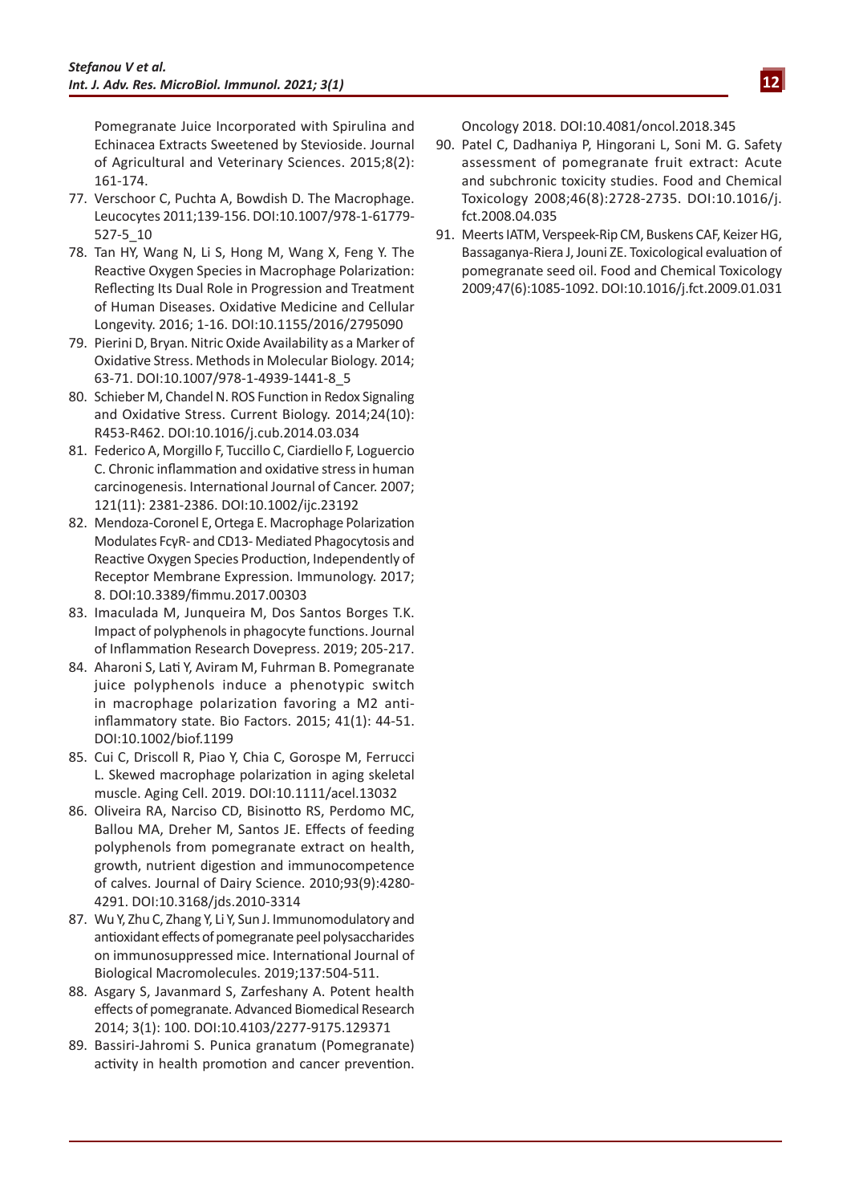Pomegranate Juice Incorporated with Spirulina and Echinacea Extracts Sweetened by Stevioside. Journal of Agricultural and Veterinary Sciences. 2015;8(2): 161-174.

77. Verschoor C, Puchta A, Bowdish D. The Macrophage. Leucocytes 2011;139-156. DOI:10.1007/978-1-61779-527-5_10
78. Tan HY, Wang N, Li S, Hong M, Wang X, Feng Y. The Reactive Oxygen Species in Macrophage Polarization: Reflecting Its Dual Role in Progression and Treatment of Human Diseases. Oxidative Medicine and Cellular Longevity. 2016; 1-16. DOI:10.1155/2016/2795090
79. Pierini D, Bryan. Nitric Oxide Availability as a Marker of Oxidative Stress. Methods in Molecular Biology. 2014; 63-71. DOI:10.1007/978-1-4939-1441-8_5
80. Schieber M, Chandel N. ROS Function in Redox Signaling and Oxidative Stress. Current Biology. 2014;24(10): R453-R462. DOI:10.1016/j.cub.2014.03.034
81. Federico A, Morgillo F, Tuccillo C, Ciardiello F, Loguercio C. Chronic inflammation and oxidative stress in human carcinogenesis. International Journal of Cancer. 2007; 121(11): 2381-2386. DOI:10.1002/ijc.23192
82. Mendoza-Coronel E, Ortega E. Macrophage Polarization Modulates FcγR- and CD13- Mediated Phagocytosis and Reactive Oxygen Species Production, Independently of Receptor Membrane Expression. Immunology. 2017; 8. DOI:10.3389/fimmu.2017.00303
83. Imaculada M, Junqueira M, Dos Santos Borges T.K. Impact of polyphenols in phagocyte functions. Journal of Inflammation Research Dovepress. 2019; 205-217.
84. Aharoni S, Lati Y, Aviram M, Fuhrman B. Pomegranate juice polyphenols induce a phenotypic switch in macrophage polarization favoring a M2 anti-inflammatory state. Bio Factors. 2015; 41(1): 44-51. DOI:10.1002/biof.1199
85. Cui C, Driscoll R, Piao Y, Chia C, Gorospe M, Ferrucci L. Skewed macrophage polarization in aging skeletal muscle. Aging Cell. 2019. DOI:10.1111/acel.13032
86. Oliveira RA, Narciso CD, Bisinotto RS, Perdomo MC, Ballou MA, Dreher M, Santos JE. Effects of feeding polyphenols from pomegranate extract on health, growth, nutrient digestion and immunocompetence of calves. Journal of Dairy Science. 2010;93(9):4280-4291. DOI:10.3168/jds.2010-3314
87. Wu Y, Zhu C, Zhang Y, Li Y, Sun J. Immunomodulatory and antioxidant effects of pomegranate peel polysaccharides on immunosuppressed mice. International Journal of Biological Macromolecules. 2019;137:504-511.
88. Asgary S, Javanmard S, Zarfeshany A. Potent health effects of pomegranate. Advanced Biomedical Research 2014; 3(1): 100. DOI:10.4103/2277-9175.129371
89. Bassiri-Jahromi S. Punica granatum (Pomegranate) activity in health promotion and cancer prevention. Oncology 2018. DOI:10.4081/oncol.2018.345
90. Patel C, Dadhaniya P, Hingorani L, Soni M. G. Safety assessment of pomegranate fruit extract: Acute and subchronic toxicity studies. Food and Chemical Toxicology 2008;46(8):2728-2735. DOI:10.1016/j.fct.2008.04.035
91. Meerts IATM, Verspeek-Rip CM, Buskens CAF, Keizer HG, Bassaganya-Riera J, Jouni ZE. Toxicological evaluation of pomegranate seed oil. Food and Chemical Toxicology 2009;47(6):1085-1092. DOI:10.1016/j.fct.2009.01.031